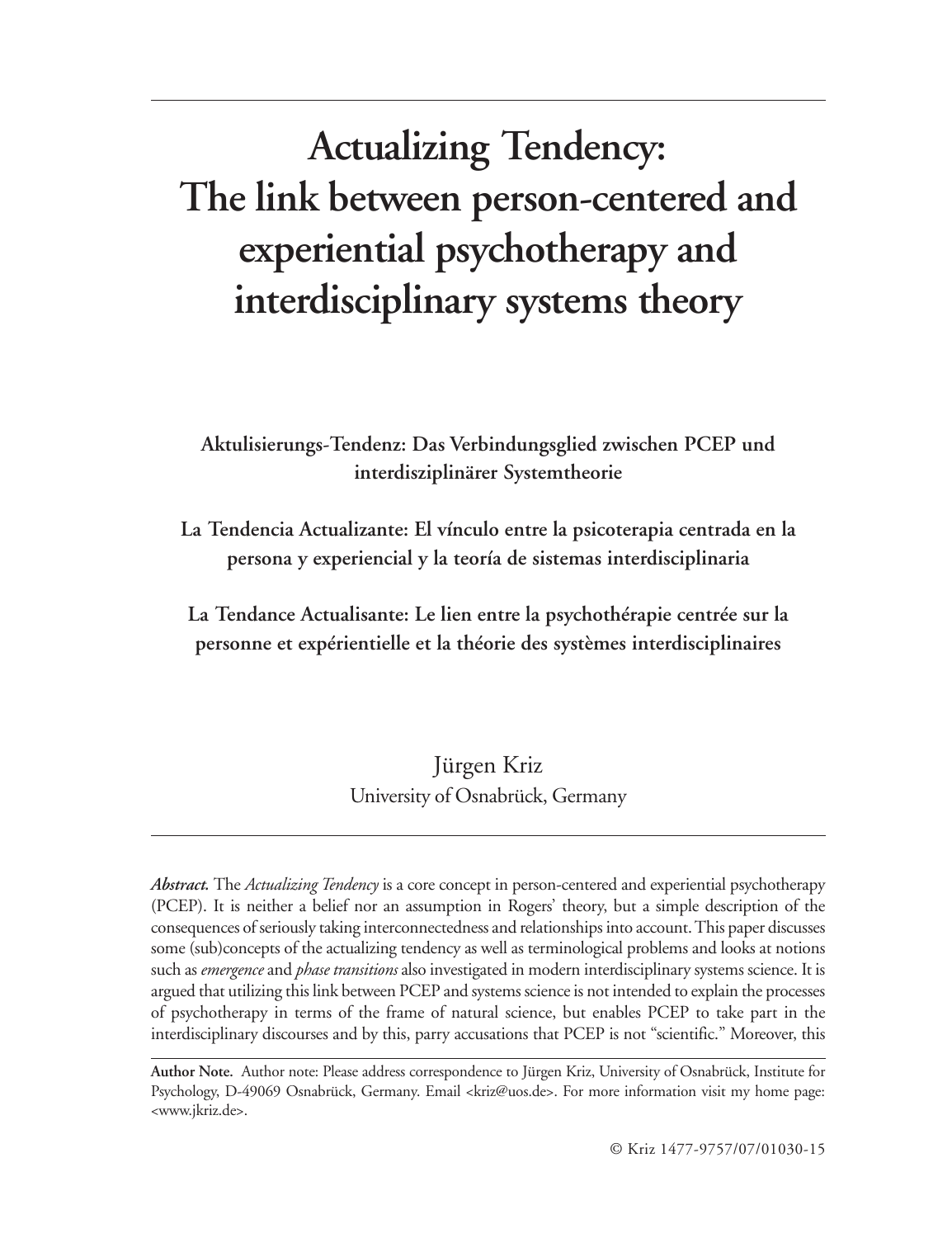# Actualizing Tendency: The link between person-centered and experiential psychotherapy and interdisciplinary systems theory

**Aktulisierungs-Tendenz: Das Verbindungsglied zwischen PCEP und interdisziplinärer Systemtheorie**

**La Tendencia Actualizante: El vínculo entre la psicoterapia centrada en la persona y experiencial y la teoría de sistemas interdisciplinaria**

**La Tendance Actualisante: Le lien entre la psychothérapie centrée sur la personne et expérientielle et la théorie des systèmes interdisciplinaires**

Jürgen Kriz
University of Osnabrück, Germany

***Abstract.*** The *Actualizing Tendency* is a core concept in person-centered and experiential psychotherapy (PCEP). It is neither a belief nor an assumption in Rogers' theory, but a simple description of the consequences of seriously taking interconnectedness and relationships into account. This paper discusses some (sub)concepts of the actualizing tendency as well as terminological problems and looks at notions such as *emergence* and *phase transitions* also investigated in modern interdisciplinary systems science. It is argued that utilizing this link between PCEP and systems science is not intended to explain the processes of psychotherapy in terms of the frame of natural science, but enables PCEP to take part in the interdisciplinary discourses and by this, parry accusations that PCEP is not "scientific." Moreover, this

**Author Note.** Author note: Please address correspondence to Jürgen Kriz, University of Osnabrück, Institute for Psychology, D-49069 Osnabrück, Germany. Email <kriz@uos.de>. For more information visit my home page: <www.jkriz.de>.

© Kriz 1477-9757/07/01030-15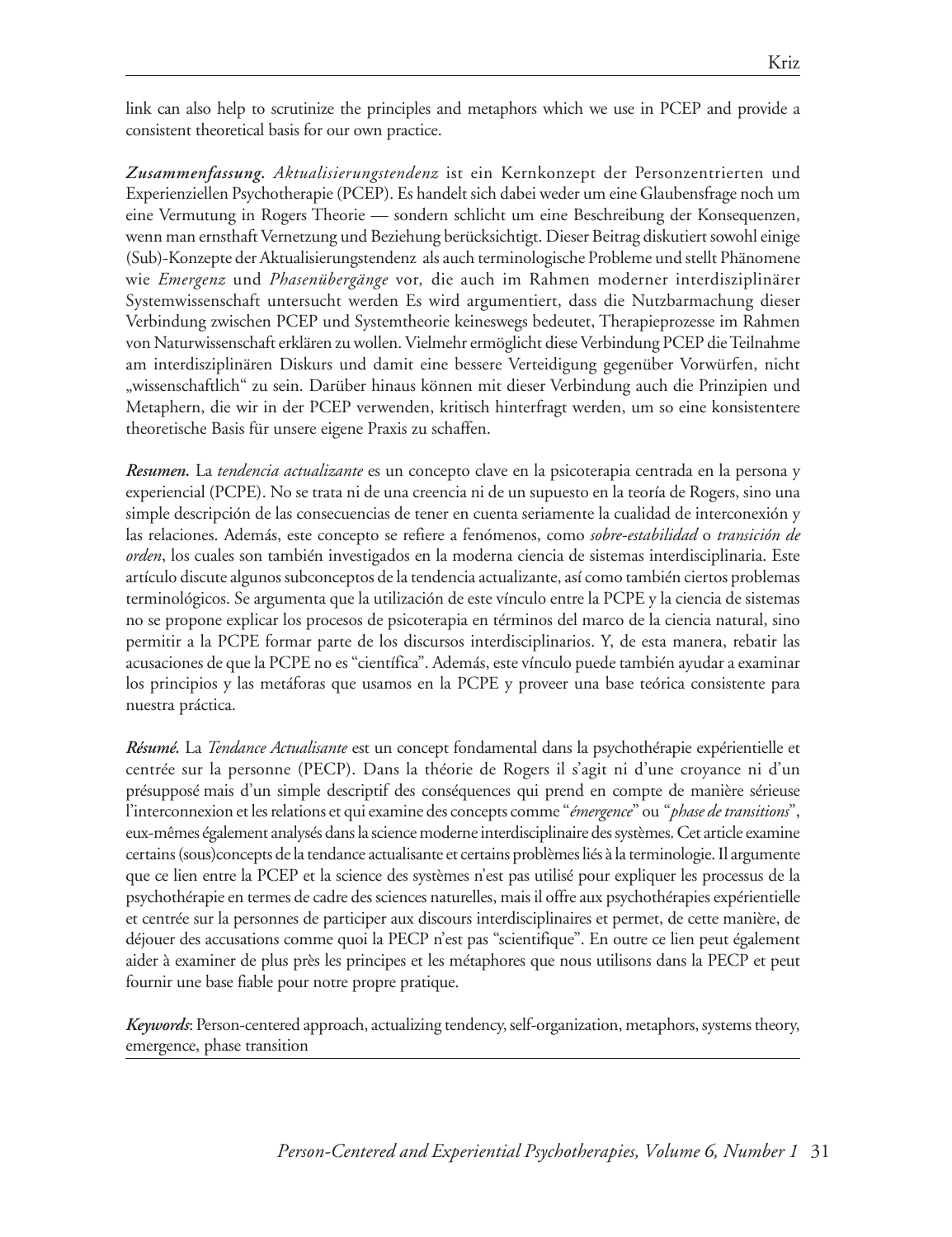link can also help to scrutinize the principles and metaphors which we use in PCEP and provide a consistent theoretical basis for our own practice.

***Zusammenfassung.*** *Aktualisierungstendenz* ist ein Kernkonzept der Personzentrierten und Experienziellen Psychotherapie (PCEP). Es handelt sich dabei weder um eine Glaubensfrage noch um eine Vermutung in Rogers Theorie — sondern schlicht um eine Beschreibung der Konsequenzen, wenn man ernsthaft Vernetzung und Beziehung berücksichtigt. Dieser Beitrag diskutiert sowohl einige (Sub)-Konzepte der Aktualisierungstendenz als auch terminologische Probleme und stellt Phänomene wie *Emergenz* und *Phasenübergänge* vor, die auch im Rahmen moderner interdisziplinärer Systemwissenschaft untersucht werden Es wird argumentiert, dass die Nutzbarmachung dieser Verbindung zwischen PCEP und Systemtheorie keineswegs bedeutet, Therapieprozesse im Rahmen von Naturwissenschaft erklären zu wollen. Vielmehr ermöglicht diese Verbindung PCEP die Teilnahme am interdisziplinären Diskurs und damit eine bessere Verteidigung gegenüber Vorwürfen, nicht „wissenschaftlich" zu sein. Darüber hinaus können mit dieser Verbindung auch die Prinzipien und Metaphern, die wir in der PCEP verwenden, kritisch hinterfragt werden, um so eine konsistentere theoretische Basis für unsere eigene Praxis zu schaffen.

***Resumen.*** La *tendencia actualizante* es un concepto clave en la psicoterapia centrada en la persona y experiencial (PCPE). No se trata ni de una creencia ni de un supuesto en la teoría de Rogers, sino una simple descripción de las consecuencias de tener en cuenta seriamente la cualidad de interconexión y las relaciones. Además, este concepto se refiere a fenómenos, como *sobre-estabilidad* o *transición de orden*, los cuales son también investigados en la moderna ciencia de sistemas interdisciplinaria. Este artículo discute algunos subconceptos de la tendencia actualizante, así como también ciertos problemas terminológicos. Se argumenta que la utilización de este vínculo entre la PCPE y la ciencia de sistemas no se propone explicar los procesos de psicoterapia en términos del marco de la ciencia natural, sino permitir a la PCPE formar parte de los discursos interdisciplinarios. Y, de esta manera, rebatir las acusaciones de que la PCPE no es "científica". Además, este vínculo puede también ayudar a examinar los principios y las metáforas que usamos en la PCPE y proveer una base teórica consistente para nuestra práctica.

***Résumé.*** La *Tendance Actualisante* est un concept fondamental dans la psychothérapie expérientielle et centrée sur la personne (PECP). Dans la théorie de Rogers il s'agit ni d'une croyance ni d'un présupposé mais d'un simple descriptif des conséquences qui prend en compte de manière sérieuse l'interconnexion et les relations et qui examine des concepts comme "*émergence*" ou "*phase de transitions*", eux-mêmes également analysés dans la science moderne interdisciplinaire des systèmes. Cet article examine certains (sous)concepts de la tendance actualisante et certains problèmes liés à la terminologie. Il argumente que ce lien entre la PCEP et la science des systèmes n'est pas utilisé pour expliquer les processus de la psychothérapie en termes de cadre des sciences naturelles, mais il offre aux psychothérapies expérientielle et centrée sur la personnes de participer aux discours interdisciplinaires et permet, de cette manière, de déjouer des accusations comme quoi la PECP n'est pas "scientifique". En outre ce lien peut également aider à examiner de plus près les principes et les métaphores que nous utilisons dans la PECP et peut fournir une base fiable pour notre propre pratique.

***Keywords***: Person-centered approach, actualizing tendency, self-organization, metaphors, systems theory, emergence, phase transition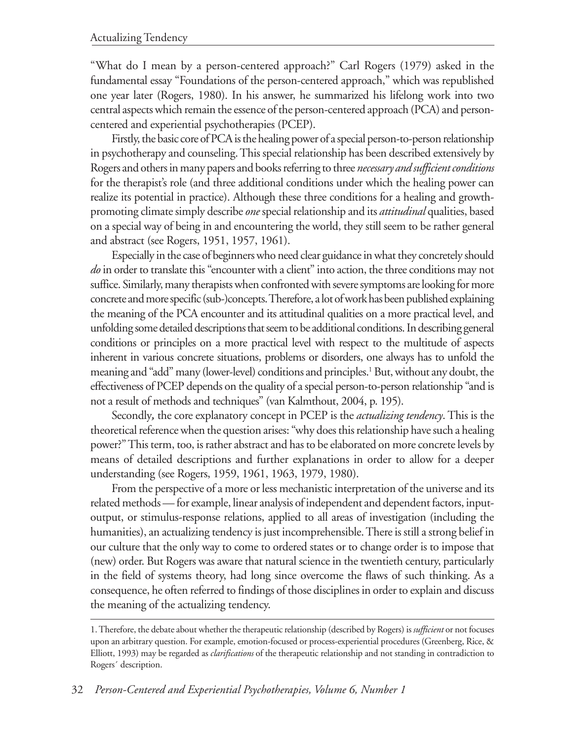"What do I mean by a person-centered approach?" Carl Rogers (1979) asked in the fundamental essay "Foundations of the person-centered approach," which was republished one year later (Rogers, 1980). In his answer, he summarized his lifelong work into two central aspects which remain the essence of the person-centered approach (PCA) and person-centered and experiential psychotherapies (PCEP).

Firstly, the basic core of PCA is the healing power of a special person-to-person relationship in psychotherapy and counseling. This special relationship has been described extensively by Rogers and others in many papers and books referring to three *necessary and sufficient conditions* for the therapist's role (and three additional conditions under which the healing power can realize its potential in practice). Although these three conditions for a healing and growth-promoting climate simply describe *one* special relationship and its *attitudinal* qualities, based on a special way of being in and encountering the world, they still seem to be rather general and abstract (see Rogers, 1951, 1957, 1961).

Especially in the case of beginners who need clear guidance in what they concretely should *do* in order to translate this "encounter with a client" into action, the three conditions may not suffice. Similarly, many therapists when confronted with severe symptoms are looking for more concrete and more specific (sub-)concepts. Therefore, a lot of work has been published explaining the meaning of the PCA encounter and its attitudinal qualities on a more practical level, and unfolding some detailed descriptions that seem to be additional conditions. In describing general conditions or principles on a more practical level with respect to the multitude of aspects inherent in various concrete situations, problems or disorders, one always has to unfold the meaning and "add" many (lower-level) conditions and principles.[1] But, without any doubt, the effectiveness of PCEP depends on the quality of a special person-to-person relationship "and is not a result of methods and techniques" (van Kalmthout, 2004, p. 195).

Secondly*,* the core explanatory concept in PCEP is the *actualizing tendency*. This is the theoretical reference when the question arises: "why does this relationship have such a healing power?" This term, too, is rather abstract and has to be elaborated on more concrete levels by means of detailed descriptions and further explanations in order to allow for a deeper understanding (see Rogers, 1959, 1961, 1963, 1979, 1980).

From the perspective of a more or less mechanistic interpretation of the universe and its related methods — for example, linear analysis of independent and dependent factors, input-output, or stimulus-response relations, applied to all areas of investigation (including the humanities), an actualizing tendency is just incomprehensible. There is still a strong belief in our culture that the only way to come to ordered states or to change order is to impose that (new) order. But Rogers was aware that natural science in the twentieth century, particularly in the field of systems theory, had long since overcome the flaws of such thinking. As a consequence, he often referred to findings of those disciplines in order to explain and discuss the meaning of the actualizing tendency.

1. Therefore, the debate about whether the therapeutic relationship (described by Rogers) is *sufficient* or not focuses upon an arbitrary question. For example, emotion-focused or process-experiential procedures (Greenberg, Rice, & Elliott, 1993) may be regarded as *clarifications* of the therapeutic relationship and not standing in contradiction to Rogers´ description.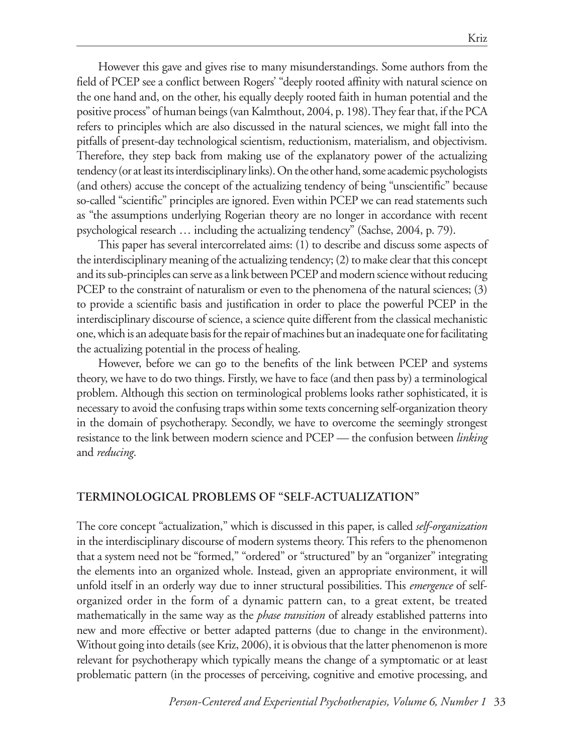However this gave and gives rise to many misunderstandings. Some authors from the field of PCEP see a conflict between Rogers' "deeply rooted affinity with natural science on the one hand and, on the other, his equally deeply rooted faith in human potential and the positive process" of human beings (van Kalmthout, 2004, p. 198). They fear that, if the PCA refers to principles which are also discussed in the natural sciences, we might fall into the pitfalls of present-day technological scientism, reductionism, materialism, and objectivism. Therefore, they step back from making use of the explanatory power of the actualizing tendency (or at least its interdisciplinary links). On the other hand, some academic psychologists (and others) accuse the concept of the actualizing tendency of being "unscientific" because so-called "scientific" principles are ignored. Even within PCEP we can read statements such as "the assumptions underlying Rogerian theory are no longer in accordance with recent psychological research … including the actualizing tendency" (Sachse, 2004, p. 79).

This paper has several intercorrelated aims: (1) to describe and discuss some aspects of the interdisciplinary meaning of the actualizing tendency; (2) to make clear that this concept and its sub-principles can serve as a link between PCEP and modern science without reducing PCEP to the constraint of naturalism or even to the phenomena of the natural sciences; (3) to provide a scientific basis and justification in order to place the powerful PCEP in the interdisciplinary discourse of science, a science quite different from the classical mechanistic one, which is an adequate basis for the repair of machines but an inadequate one for facilitating the actualizing potential in the process of healing.

However, before we can go to the benefits of the link between PCEP and systems theory, we have to do two things. Firstly, we have to face (and then pass by) a terminological problem. Although this section on terminological problems looks rather sophisticated, it is necessary to avoid the confusing traps within some texts concerning self-organization theory in the domain of psychotherapy. Secondly, we have to overcome the seemingly strongest resistance to the link between modern science and PCEP — the confusion between *linking* and *reducing*.

## TERMINOLOGICAL PROBLEMS OF "SELF-ACTUALIZATION"

The core concept "actualization," which is discussed in this paper, is called *self-organization* in the interdisciplinary discourse of modern systems theory. This refers to the phenomenon that a system need not be "formed," "ordered" or "structured" by an "organizer" integrating the elements into an organized whole. Instead, given an appropriate environment, it will unfold itself in an orderly way due to inner structural possibilities. This *emergence* of self-organized order in the form of a dynamic pattern can, to a great extent, be treated mathematically in the same way as the *phase transition* of already established patterns into new and more effective or better adapted patterns (due to change in the environment). Without going into details (see Kriz, 2006), it is obvious that the latter phenomenon is more relevant for psychotherapy which typically means the change of a symptomatic or at least problematic pattern (in the processes of perceiving, cognitive and emotive processing, and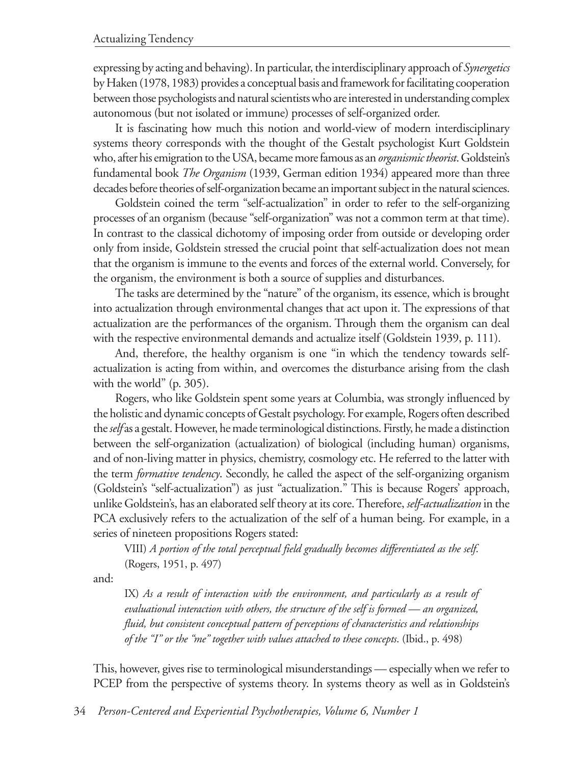expressing by acting and behaving). In particular, the interdisciplinary approach of *Synergetics* by Haken (1978, 1983) provides a conceptual basis and framework for facilitating cooperation between those psychologists and natural scientists who are interested in understanding complex autonomous (but not isolated or immune) processes of self-organized order.

It is fascinating how much this notion and world-view of modern interdisciplinary systems theory corresponds with the thought of the Gestalt psychologist Kurt Goldstein who, after his emigration to the USA, became more famous as an *organismic theorist*. Goldstein's fundamental book *The Organism* (1939, German edition 1934) appeared more than three decades before theories of self-organization became an important subject in the natural sciences.

Goldstein coined the term "self-actualization" in order to refer to the self-organizing processes of an organism (because "self-organization" was not a common term at that time). In contrast to the classical dichotomy of imposing order from outside or developing order only from inside, Goldstein stressed the crucial point that self-actualization does not mean that the organism is immune to the events and forces of the external world. Conversely, for the organism, the environment is both a source of supplies and disturbances.

The tasks are determined by the "nature" of the organism, its essence, which is brought into actualization through environmental changes that act upon it. The expressions of that actualization are the performances of the organism. Through them the organism can deal with the respective environmental demands and actualize itself (Goldstein 1939, p. 111).

And, therefore, the healthy organism is one "in which the tendency towards self-actualization is acting from within, and overcomes the disturbance arising from the clash with the world" (p. 305).

Rogers, who like Goldstein spent some years at Columbia, was strongly influenced by the holistic and dynamic concepts of Gestalt psychology. For example, Rogers often described the *self* as a gestalt. However, he made terminological distinctions. Firstly, he made a distinction between the self-organization (actualization) of biological (including human) organisms, and of non-living matter in physics, chemistry, cosmology etc. He referred to the latter with the term *formative tendency*. Secondly, he called the aspect of the self-organizing organism (Goldstein's "self-actualization") as just "actualization." This is because Rogers' approach, unlike Goldstein's, has an elaborated self theory at its core. Therefore, *self-actualization* in the PCA exclusively refers to the actualization of the self of a human being. For example, in a series of nineteen propositions Rogers stated:

> VIII) *A portion of the total perceptual field gradually becomes differentiated as the self.* (Rogers, 1951, p. 497)

and:

> IX) *As a result of interaction with the environment, and particularly as a result of evaluational interaction with others, the structure of the self is formed — an organized, fluid, but consistent conceptual pattern of perceptions of characteristics and relationships of the "I" or the "me" together with values attached to these concepts.* (Ibid., p. 498)

This, however, gives rise to terminological misunderstandings — especially when we refer to PCEP from the perspective of systems theory. In systems theory as well as in Goldstein's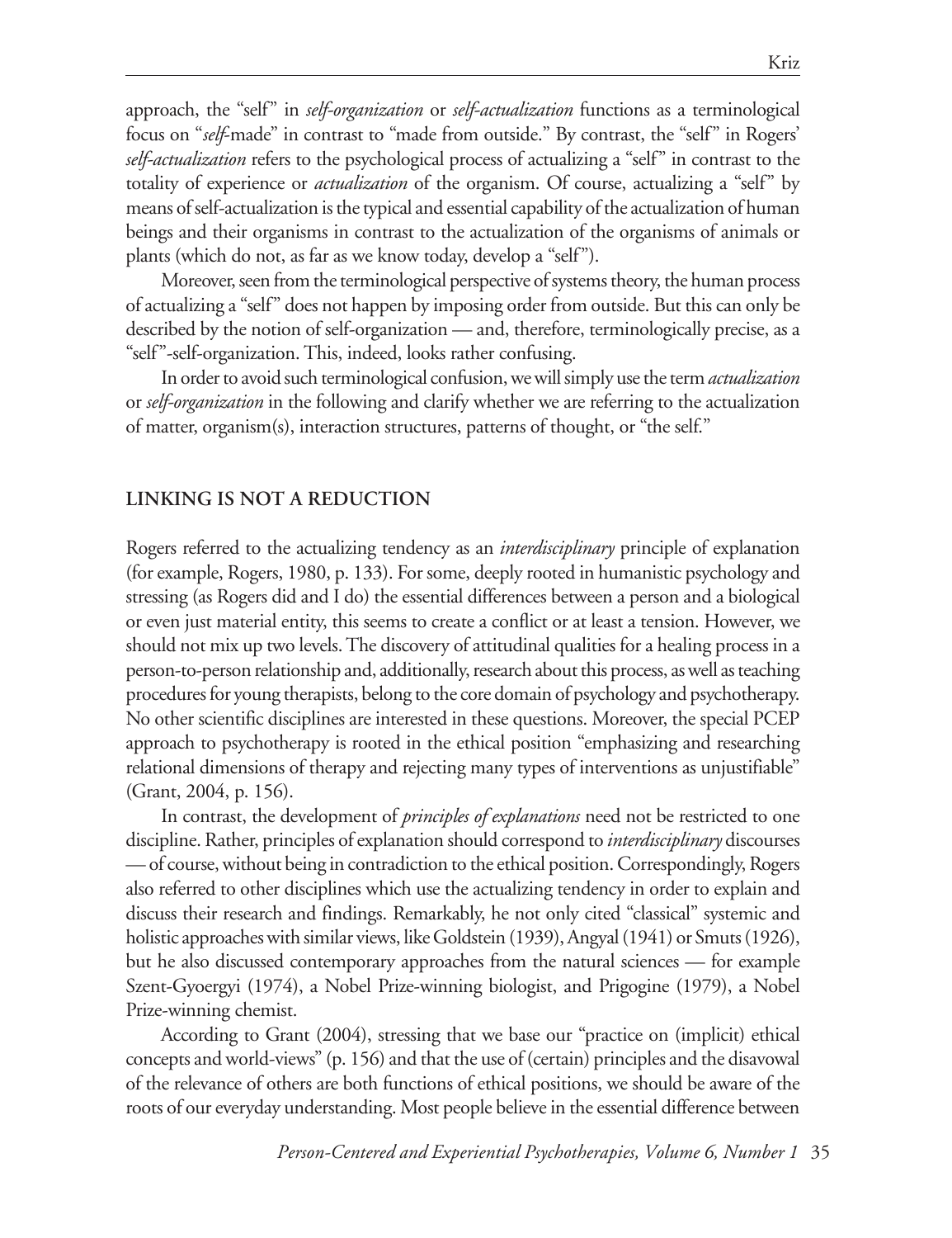approach, the "self" in *self-organization* or *self-actualization* functions as a terminological focus on "*self*-made" in contrast to "made from outside." By contrast, the "self" in Rogers' *self-actualization* refers to the psychological process of actualizing a "self" in contrast to the totality of experience or *actualization* of the organism. Of course, actualizing a "self" by means of self-actualization is the typical and essential capability of the actualization of human beings and their organisms in contrast to the actualization of the organisms of animals or plants (which do not, as far as we know today, develop a "self").

Moreover, seen from the terminological perspective of systems theory, the human process of actualizing a "self" does not happen by imposing order from outside. But this can only be described by the notion of self-organization — and, therefore, terminologically precise, as a "self"-self-organization. This, indeed, looks rather confusing.

In order to avoid such terminological confusion, we will simply use the term *actualization* or *self-organization* in the following and clarify whether we are referring to the actualization of matter, organism(s), interaction structures, patterns of thought, or "the self."

## LINKING IS NOT A REDUCTION

Rogers referred to the actualizing tendency as an *interdisciplinary* principle of explanation (for example, Rogers, 1980, p. 133). For some, deeply rooted in humanistic psychology and stressing (as Rogers did and I do) the essential differences between a person and a biological or even just material entity, this seems to create a conflict or at least a tension. However, we should not mix up two levels. The discovery of attitudinal qualities for a healing process in a person-to-person relationship and, additionally, research about this process, as well as teaching procedures for young therapists, belong to the core domain of psychology and psychotherapy. No other scientific disciplines are interested in these questions. Moreover, the special PCEP approach to psychotherapy is rooted in the ethical position "emphasizing and researching relational dimensions of therapy and rejecting many types of interventions as unjustifiable" (Grant, 2004, p. 156).

In contrast, the development of *principles of explanations* need not be restricted to one discipline. Rather, principles of explanation should correspond to *interdisciplinary* discourses — of course, without being in contradiction to the ethical position. Correspondingly, Rogers also referred to other disciplines which use the actualizing tendency in order to explain and discuss their research and findings. Remarkably, he not only cited "classical" systemic and holistic approaches with similar views, like Goldstein (1939), Angyal (1941) or Smuts (1926), but he also discussed contemporary approaches from the natural sciences — for example Szent-Gyoergyi (1974), a Nobel Prize-winning biologist, and Prigogine (1979), a Nobel Prize-winning chemist.

According to Grant (2004), stressing that we base our "practice on (implicit) ethical concepts and world-views" (p. 156) and that the use of (certain) principles and the disavowal of the relevance of others are both functions of ethical positions, we should be aware of the roots of our everyday understanding. Most people believe in the essential difference between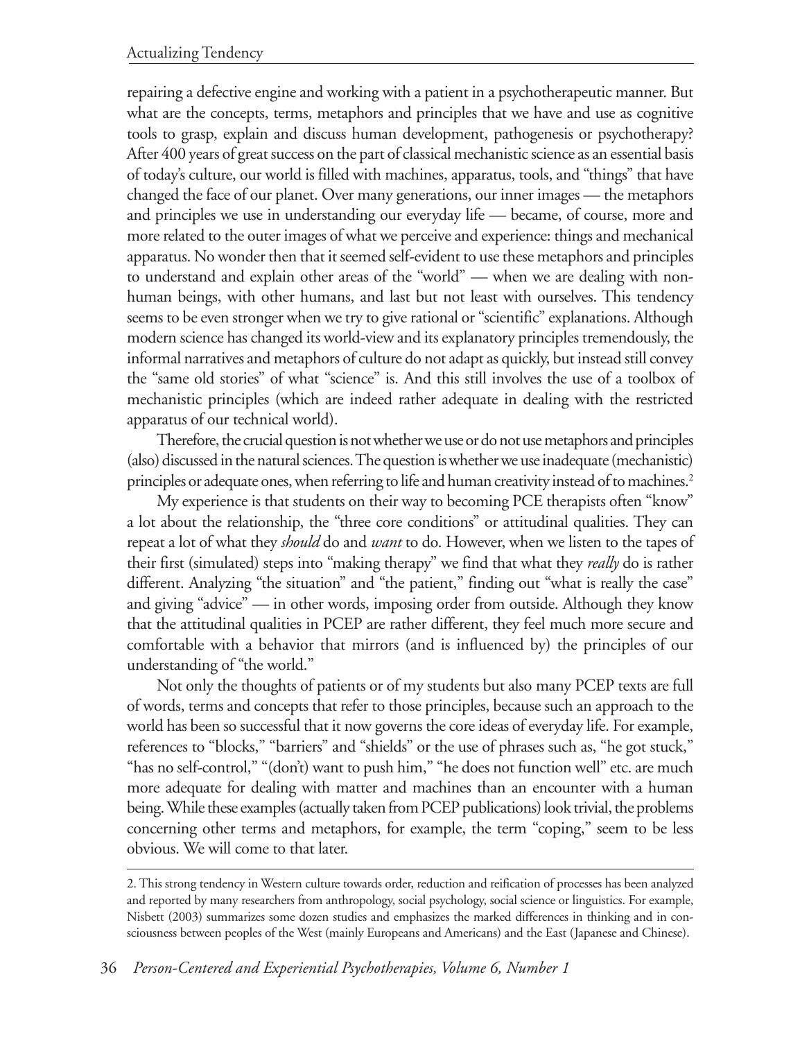repairing a defective engine and working with a patient in a psychotherapeutic manner. But what are the concepts, terms, metaphors and principles that we have and use as cognitive tools to grasp, explain and discuss human development, pathogenesis or psychotherapy? After 400 years of great success on the part of classical mechanistic science as an essential basis of today's culture, our world is filled with machines, apparatus, tools, and "things" that have changed the face of our planet. Over many generations, our inner images — the metaphors and principles we use in understanding our everyday life — became, of course, more and more related to the outer images of what we perceive and experience: things and mechanical apparatus. No wonder then that it seemed self-evident to use these metaphors and principles to understand and explain other areas of the "world" — when we are dealing with non-human beings, with other humans, and last but not least with ourselves. This tendency seems to be even stronger when we try to give rational or "scientific" explanations. Although modern science has changed its world-view and its explanatory principles tremendously, the informal narratives and metaphors of culture do not adapt as quickly, but instead still convey the "same old stories" of what "science" is. And this still involves the use of a toolbox of mechanistic principles (which are indeed rather adequate in dealing with the restricted apparatus of our technical world).

Therefore, the crucial question is not whether we use or do not use metaphors and principles (also) discussed in the natural sciences. The question is whether we use inadequate (mechanistic) principles or adequate ones, when referring to life and human creativity instead of to machines.[2]

My experience is that students on their way to becoming PCE therapists often "know" a lot about the relationship, the "three core conditions" or attitudinal qualities. They can repeat a lot of what they *should* do and *want* to do. However, when we listen to the tapes of their first (simulated) steps into "making therapy" we find that what they *really* do is rather different. Analyzing "the situation" and "the patient," finding out "what is really the case" and giving "advice" — in other words, imposing order from outside. Although they know that the attitudinal qualities in PCEP are rather different, they feel much more secure and comfortable with a behavior that mirrors (and is influenced by) the principles of our understanding of "the world."

Not only the thoughts of patients or of my students but also many PCEP texts are full of words, terms and concepts that refer to those principles, because such an approach to the world has been so successful that it now governs the core ideas of everyday life. For example, references to "blocks," "barriers" and "shields" or the use of phrases such as, "he got stuck," "has no self-control," "(don't) want to push him," "he does not function well" etc. are much more adequate for dealing with matter and machines than an encounter with a human being. While these examples (actually taken from PCEP publications) look trivial, the problems concerning other terms and metaphors, for example, the term "coping," seem to be less obvious. We will come to that later.

---

2. This strong tendency in Western culture towards order, reduction and reification of processes has been analyzed and reported by many researchers from anthropology, social psychology, social science or linguistics. For example, Nisbett (2003) summarizes some dozen studies and emphasizes the marked differences in thinking and in consciousness between peoples of the West (mainly Europeans and Americans) and the East (Japanese and Chinese).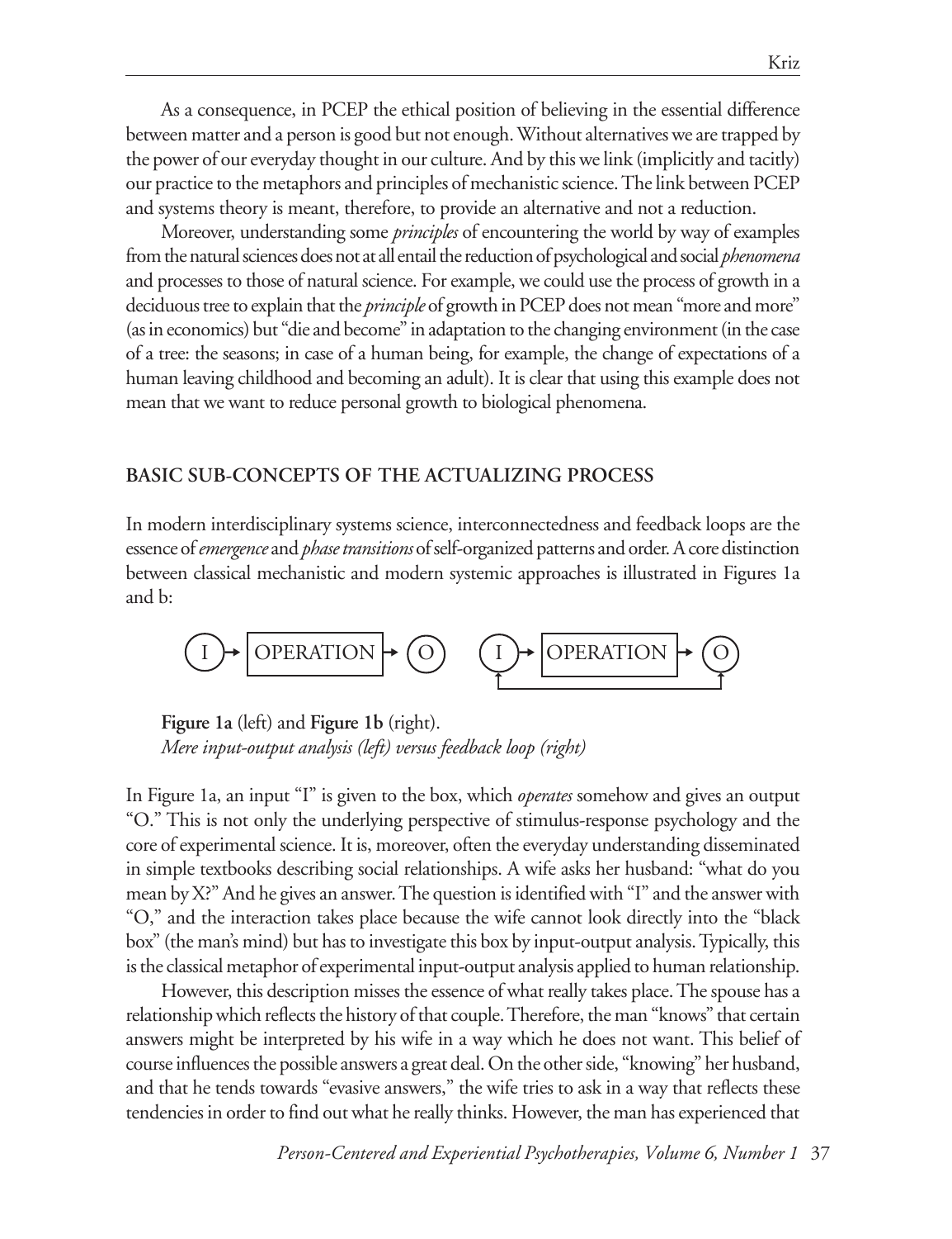As a consequence, in PCEP the ethical position of believing in the essential difference between matter and a person is good but not enough. Without alternatives we are trapped by the power of our everyday thought in our culture. And by this we link (implicitly and tacitly) our practice to the metaphors and principles of mechanistic science. The link between PCEP and systems theory is meant, therefore, to provide an alternative and not a reduction.

Moreover, understanding some *principles* of encountering the world by way of examples from the natural sciences does not at all entail the reduction of psychological and social *phenomena* and processes to those of natural science. For example, we could use the process of growth in a deciduous tree to explain that the *principle* of growth in PCEP does not mean "more and more" (as in economics) but "die and become" in adaptation to the changing environment (in the case of a tree: the seasons; in case of a human being, for example, the change of expectations of a human leaving childhood and becoming an adult). It is clear that using this example does not mean that we want to reduce personal growth to biological phenomena.

## BASIC SUB-CONCEPTS OF THE ACTUALIZING PROCESS

In modern interdisciplinary systems science, interconnectedness and feedback loops are the essence of *emergence* and *phase transitions* of self-organized patterns and order. A core distinction between classical mechanistic and modern systemic approaches is illustrated in Figures 1a and b:

I → OPERATION → O

I → OPERATION → O (with feedback from O back to I)

**Figure 1a** (left) and **Figure 1b** (right).
*Mere input-output analysis (left) versus feedback loop (right)*

In Figure 1a, an input "I" is given to the box, which *operates* somehow and gives an output "O." This is not only the underlying perspective of stimulus-response psychology and the core of experimental science. It is, moreover, often the everyday understanding disseminated in simple textbooks describing social relationships. A wife asks her husband: "what do you mean by X?" And he gives an answer. The question is identified with "I" and the answer with "O," and the interaction takes place because the wife cannot look directly into the "black box" (the man's mind) but has to investigate this box by input-output analysis. Typically, this is the classical metaphor of experimental input-output analysis applied to human relationship.

However, this description misses the essence of what really takes place. The spouse has a relationship which reflects the history of that couple. Therefore, the man "knows" that certain answers might be interpreted by his wife in a way which he does not want. This belief of course influences the possible answers a great deal. On the other side, "knowing" her husband, and that he tends towards "evasive answers," the wife tries to ask in a way that reflects these tendencies in order to find out what he really thinks. However, the man has experienced that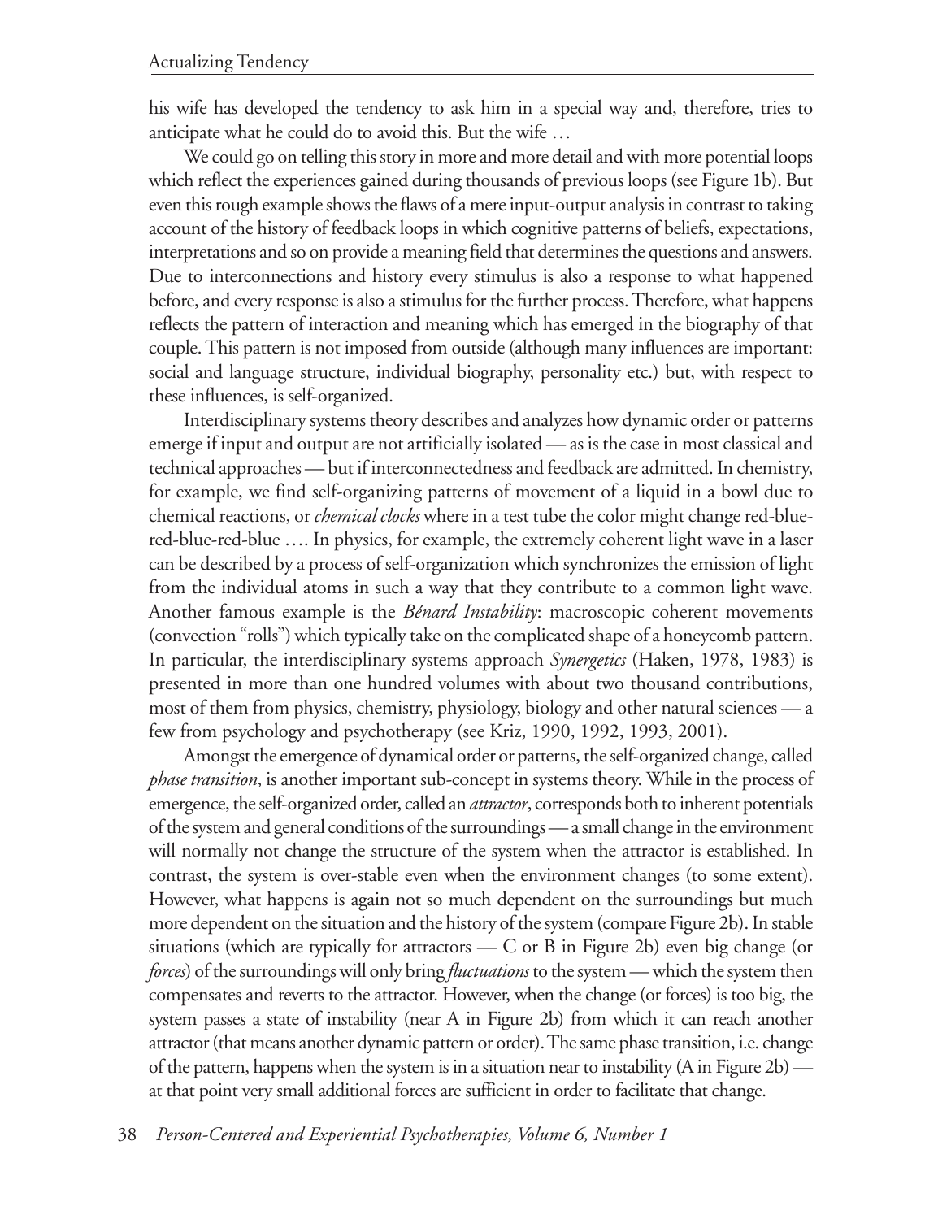his wife has developed the tendency to ask him in a special way and, therefore, tries to anticipate what he could do to avoid this. But the wife …

We could go on telling this story in more and more detail and with more potential loops which reflect the experiences gained during thousands of previous loops (see Figure 1b). But even this rough example shows the flaws of a mere input-output analysis in contrast to taking account of the history of feedback loops in which cognitive patterns of beliefs, expectations, interpretations and so on provide a meaning field that determines the questions and answers. Due to interconnections and history every stimulus is also a response to what happened before, and every response is also a stimulus for the further process. Therefore, what happens reflects the pattern of interaction and meaning which has emerged in the biography of that couple. This pattern is not imposed from outside (although many influences are important: social and language structure, individual biography, personality etc.) but, with respect to these influences, is self-organized.

Interdisciplinary systems theory describes and analyzes how dynamic order or patterns emerge if input and output are not artificially isolated — as is the case in most classical and technical approaches — but if interconnectedness and feedback are admitted. In chemistry, for example, we find self-organizing patterns of movement of a liquid in a bowl due to chemical reactions, or *chemical clocks* where in a test tube the color might change red-blue-red-blue-red-blue …. In physics, for example, the extremely coherent light wave in a laser can be described by a process of self-organization which synchronizes the emission of light from the individual atoms in such a way that they contribute to a common light wave. Another famous example is the *Bénard Instability*: macroscopic coherent movements (convection "rolls") which typically take on the complicated shape of a honeycomb pattern. In particular, the interdisciplinary systems approach *Synergetics* (Haken, 1978, 1983) is presented in more than one hundred volumes with about two thousand contributions, most of them from physics, chemistry, physiology, biology and other natural sciences — a few from psychology and psychotherapy (see Kriz, 1990, 1992, 1993, 2001).

Amongst the emergence of dynamical order or patterns, the self-organized change, called *phase transition*, is another important sub-concept in systems theory. While in the process of emergence, the self-organized order, called an *attractor*, corresponds both to inherent potentials of the system and general conditions of the surroundings — a small change in the environment will normally not change the structure of the system when the attractor is established. In contrast, the system is over-stable even when the environment changes (to some extent). However, what happens is again not so much dependent on the surroundings but much more dependent on the situation and the history of the system (compare Figure 2b). In stable situations (which are typically for attractors — C or B in Figure 2b) even big change (or *forces*) of the surroundings will only bring *fluctuations* to the system — which the system then compensates and reverts to the attractor. However, when the change (or forces) is too big, the system passes a state of instability (near A in Figure 2b) from which it can reach another attractor (that means another dynamic pattern or order). The same phase transition, i.e. change of the pattern, happens when the system is in a situation near to instability (A in Figure 2b) — at that point very small additional forces are sufficient in order to facilitate that change.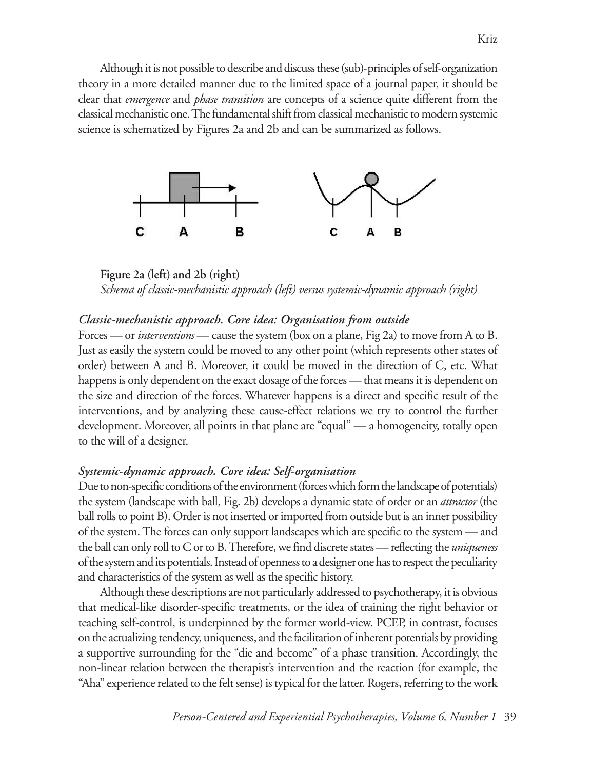Although it is not possible to describe and discuss these (sub)-principles of self-organization theory in a more detailed manner due to the limited space of a journal paper, it should be clear that *emergence* and *phase transition* are concepts of a science quite different from the classical mechanistic one. The fundamental shift from classical mechanistic to modern systemic science is schematized by Figures 2a and 2b and can be summarized as follows.

C A B

C A B

**Figure 2a (left) and 2b (right)**
*Schema of classic-mechanistic approach (left) versus systemic-dynamic approach (right)*

***Classic-mechanistic approach. Core idea: Organisation from outside***

Forces — or *interventions* — cause the system (box on a plane, Fig 2a) to move from A to B. Just as easily the system could be moved to any other point (which represents other states of order) between A and B. Moreover, it could be moved in the direction of C, etc. What happens is only dependent on the exact dosage of the forces — that means it is dependent on the size and direction of the forces. Whatever happens is a direct and specific result of the interventions, and by analyzing these cause-effect relations we try to control the further development. Moreover, all points in that plane are "equal" — a homogeneity, totally open to the will of a designer.

***Systemic-dynamic approach. Core idea: Self-organisation***

Due to non-specific conditions of the environment (forces which form the landscape of potentials) the system (landscape with ball, Fig. 2b) develops a dynamic state of order or an *attractor* (the ball rolls to point B). Order is not inserted or imported from outside but is an inner possibility of the system. The forces can only support landscapes which are specific to the system — and the ball can only roll to C or to B. Therefore, we find discrete states — reflecting the *uniqueness* of the system and its potentials. Instead of openness to a designer one has to respect the peculiarity and characteristics of the system as well as the specific history.

Although these descriptions are not particularly addressed to psychotherapy, it is obvious that medical-like disorder-specific treatments, or the idea of training the right behavior or teaching self-control, is underpinned by the former world-view. PCEP, in contrast, focuses on the actualizing tendency, uniqueness, and the facilitation of inherent potentials by providing a supportive surrounding for the "die and become" of a phase transition. Accordingly, the non-linear relation between the therapist's intervention and the reaction (for example, the "Aha" experience related to the felt sense) is typical for the latter. Rogers, referring to the work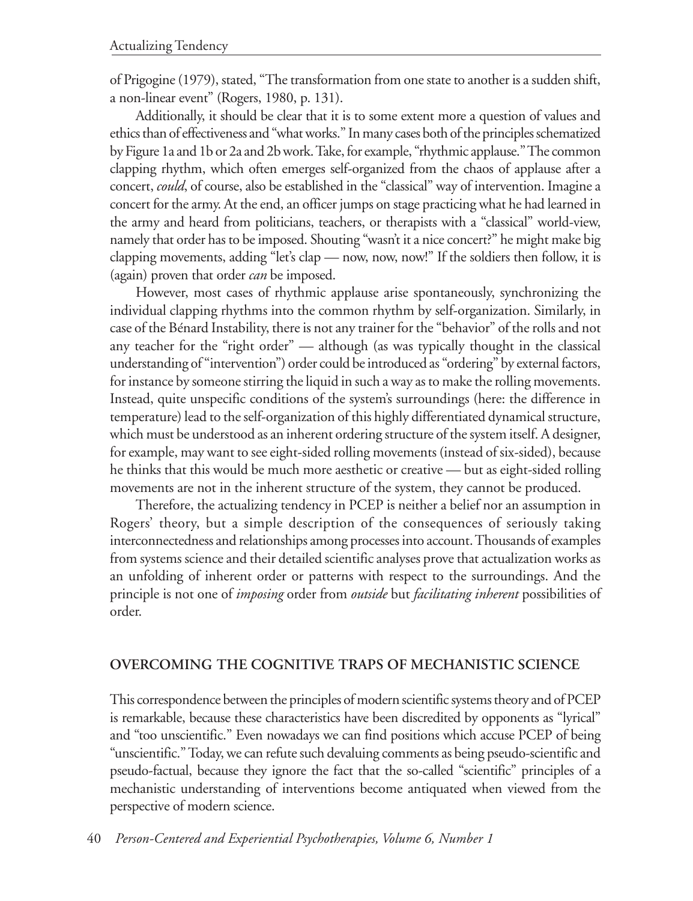of Prigogine (1979), stated, "The transformation from one state to another is a sudden shift, a non-linear event" (Rogers, 1980, p. 131).

Additionally, it should be clear that it is to some extent more a question of values and ethics than of effectiveness and "what works." In many cases both of the principles schematized by Figure 1a and 1b or 2a and 2b work. Take, for example, "rhythmic applause." The common clapping rhythm, which often emerges self-organized from the chaos of applause after a concert, *could*, of course, also be established in the "classical" way of intervention. Imagine a concert for the army. At the end, an officer jumps on stage practicing what he had learned in the army and heard from politicians, teachers, or therapists with a "classical" world-view, namely that order has to be imposed. Shouting "wasn't it a nice concert?" he might make big clapping movements, adding "let's clap — now, now, now!" If the soldiers then follow, it is (again) proven that order *can* be imposed.

However, most cases of rhythmic applause arise spontaneously, synchronizing the individual clapping rhythms into the common rhythm by self-organization. Similarly, in case of the Bénard Instability, there is not any trainer for the "behavior" of the rolls and not any teacher for the "right order" — although (as was typically thought in the classical understanding of "intervention") order could be introduced as "ordering" by external factors, for instance by someone stirring the liquid in such a way as to make the rolling movements. Instead, quite unspecific conditions of the system's surroundings (here: the difference in temperature) lead to the self-organization of this highly differentiated dynamical structure, which must be understood as an inherent ordering structure of the system itself. A designer, for example, may want to see eight-sided rolling movements (instead of six-sided), because he thinks that this would be much more aesthetic or creative — but as eight-sided rolling movements are not in the inherent structure of the system, they cannot be produced.

Therefore, the actualizing tendency in PCEP is neither a belief nor an assumption in Rogers' theory, but a simple description of the consequences of seriously taking interconnectedness and relationships among processes into account. Thousands of examples from systems science and their detailed scientific analyses prove that actualization works as an unfolding of inherent order or patterns with respect to the surroundings. And the principle is not one of *imposing* order from *outside* but *facilitating inherent* possibilities of order.

## OVERCOMING THE COGNITIVE TRAPS OF MECHANISTIC SCIENCE

This correspondence between the principles of modern scientific systems theory and of PCEP is remarkable, because these characteristics have been discredited by opponents as "lyrical" and "too unscientific." Even nowadays we can find positions which accuse PCEP of being "unscientific." Today, we can refute such devaluing comments as being pseudo-scientific and pseudo-factual, because they ignore the fact that the so-called "scientific" principles of a mechanistic understanding of interventions become antiquated when viewed from the perspective of modern science.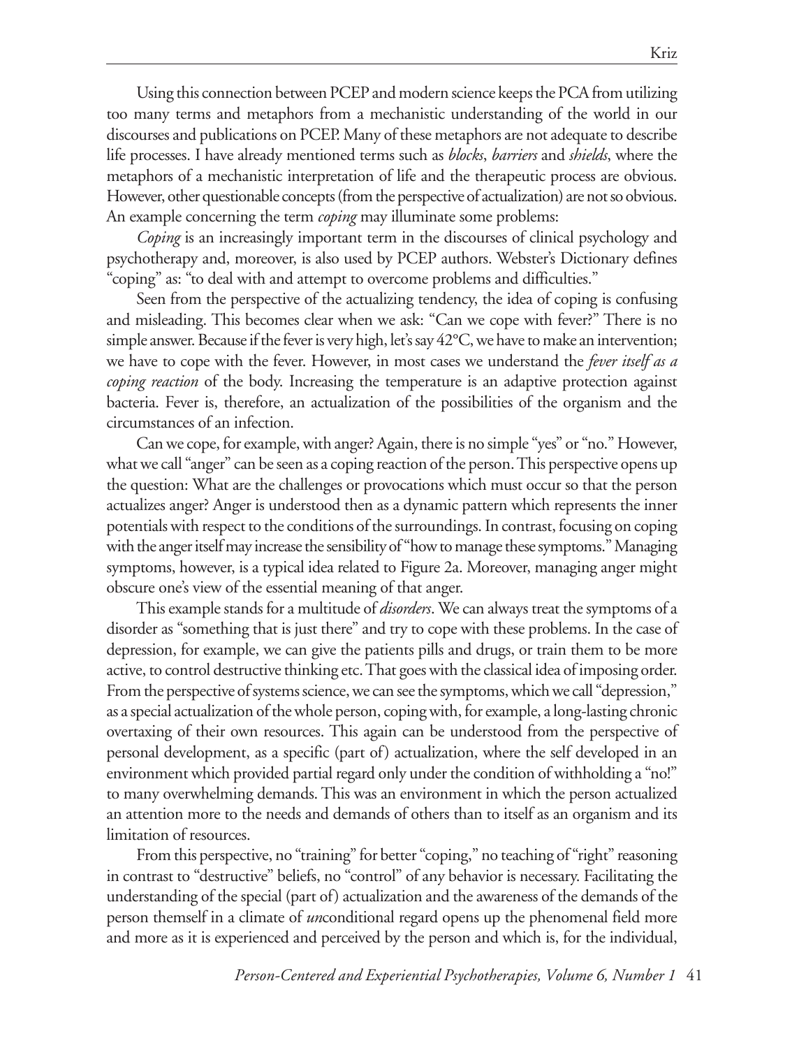Using this connection between PCEP and modern science keeps the PCA from utilizing too many terms and metaphors from a mechanistic understanding of the world in our discourses and publications on PCEP. Many of these metaphors are not adequate to describe life processes. I have already mentioned terms such as *blocks*, *barriers* and *shields*, where the metaphors of a mechanistic interpretation of life and the therapeutic process are obvious. However, other questionable concepts (from the perspective of actualization) are not so obvious. An example concerning the term *coping* may illuminate some problems:

*Coping* is an increasingly important term in the discourses of clinical psychology and psychotherapy and, moreover, is also used by PCEP authors. Webster's Dictionary defines "coping" as: "to deal with and attempt to overcome problems and difficulties."

Seen from the perspective of the actualizing tendency, the idea of coping is confusing and misleading. This becomes clear when we ask: "Can we cope with fever?" There is no simple answer. Because if the fever is very high, let's say 42°C, we have to make an intervention; we have to cope with the fever. However, in most cases we understand the *fever itself as a coping reaction* of the body. Increasing the temperature is an adaptive protection against bacteria. Fever is, therefore, an actualization of the possibilities of the organism and the circumstances of an infection.

Can we cope, for example, with anger? Again, there is no simple "yes" or "no." However, what we call "anger" can be seen as a coping reaction of the person. This perspective opens up the question: What are the challenges or provocations which must occur so that the person actualizes anger? Anger is understood then as a dynamic pattern which represents the inner potentials with respect to the conditions of the surroundings. In contrast, focusing on coping with the anger itself may increase the sensibility of "how to manage these symptoms." Managing symptoms, however, is a typical idea related to Figure 2a. Moreover, managing anger might obscure one's view of the essential meaning of that anger.

This example stands for a multitude of *disorders*. We can always treat the symptoms of a disorder as "something that is just there" and try to cope with these problems. In the case of depression, for example, we can give the patients pills and drugs, or train them to be more active, to control destructive thinking etc. That goes with the classical idea of imposing order. From the perspective of systems science, we can see the symptoms, which we call "depression," as a special actualization of the whole person, coping with, for example, a long-lasting chronic overtaxing of their own resources. This again can be understood from the perspective of personal development, as a specific (part of) actualization, where the self developed in an environment which provided partial regard only under the condition of withholding a "no!" to many overwhelming demands. This was an environment in which the person actualized an attention more to the needs and demands of others than to itself as an organism and its limitation of resources.

From this perspective, no "training" for better "coping," no teaching of "right" reasoning in contrast to "destructive" beliefs, no "control" of any behavior is necessary. Facilitating the understanding of the special (part of) actualization and the awareness of the demands of the person themself in a climate of *un*conditional regard opens up the phenomenal field more and more as it is experienced and perceived by the person and which is, for the individual,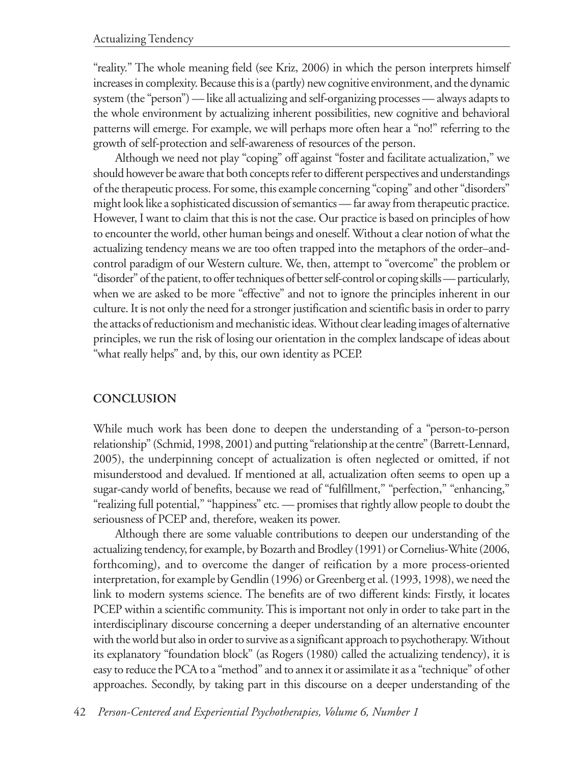"reality." The whole meaning field (see Kriz, 2006) in which the person interprets himself increases in complexity. Because this is a (partly) new cognitive environment, and the dynamic system (the "person") — like all actualizing and self-organizing processes — always adapts to the whole environment by actualizing inherent possibilities, new cognitive and behavioral patterns will emerge. For example, we will perhaps more often hear a "no!" referring to the growth of self-protection and self-awareness of resources of the person.

Although we need not play "coping" off against "foster and facilitate actualization," we should however be aware that both concepts refer to different perspectives and understandings of the therapeutic process. For some, this example concerning "coping" and other "disorders" might look like a sophisticated discussion of semantics — far away from therapeutic practice. However, I want to claim that this is not the case. Our practice is based on principles of how to encounter the world, other human beings and oneself. Without a clear notion of what the actualizing tendency means we are too often trapped into the metaphors of the order–and-control paradigm of our Western culture. We, then, attempt to "overcome" the problem or "disorder" of the patient, to offer techniques of better self-control or coping skills — particularly, when we are asked to be more "effective" and not to ignore the principles inherent in our culture. It is not only the need for a stronger justification and scientific basis in order to parry the attacks of reductionism and mechanistic ideas. Without clear leading images of alternative principles, we run the risk of losing our orientation in the complex landscape of ideas about "what really helps" and, by this, our own identity as PCEP.

## CONCLUSION

While much work has been done to deepen the understanding of a "person-to-person relationship" (Schmid, 1998, 2001) and putting "relationship at the centre" (Barrett-Lennard, 2005), the underpinning concept of actualization is often neglected or omitted, if not misunderstood and devalued. If mentioned at all, actualization often seems to open up a sugar-candy world of benefits, because we read of "fulfillment," "perfection," "enhancing," "realizing full potential," "happiness" etc. — promises that rightly allow people to doubt the seriousness of PCEP and, therefore, weaken its power.

Although there are some valuable contributions to deepen our understanding of the actualizing tendency, for example, by Bozarth and Brodley (1991) or Cornelius-White (2006, forthcoming), and to overcome the danger of reification by a more process-oriented interpretation, for example by Gendlin (1996) or Greenberg et al. (1993, 1998), we need the link to modern systems science. The benefits are of two different kinds: Firstly, it locates PCEP within a scientific community. This is important not only in order to take part in the interdisciplinary discourse concerning a deeper understanding of an alternative encounter with the world but also in order to survive as a significant approach to psychotherapy. Without its explanatory "foundation block" (as Rogers (1980) called the actualizing tendency), it is easy to reduce the PCA to a "method" and to annex it or assimilate it as a "technique" of other approaches. Secondly, by taking part in this discourse on a deeper understanding of the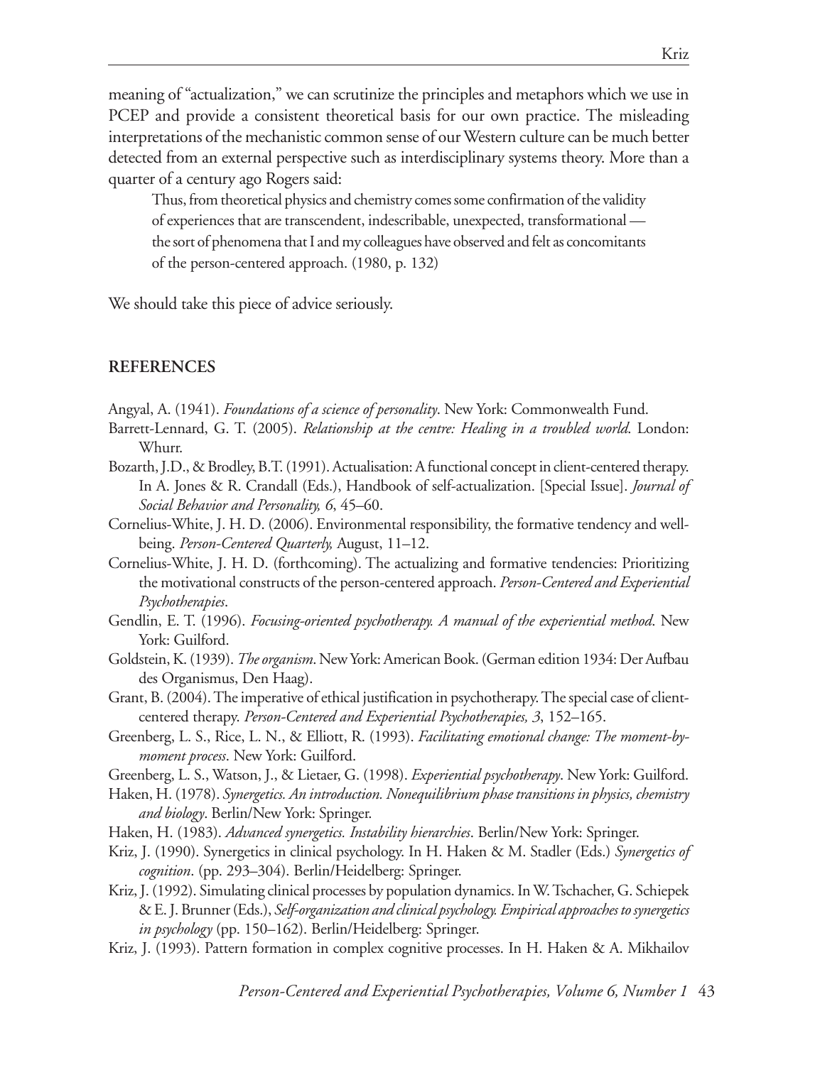meaning of "actualization," we can scrutinize the principles and metaphors which we use in PCEP and provide a consistent theoretical basis for our own practice. The misleading interpretations of the mechanistic common sense of our Western culture can be much better detected from an external perspective such as interdisciplinary systems theory. More than a quarter of a century ago Rogers said:

> Thus, from theoretical physics and chemistry comes some confirmation of the validity of experiences that are transcendent, indescribable, unexpected, transformational — the sort of phenomena that I and my colleagues have observed and felt as concomitants of the person-centered approach. (1980, p. 132)

We should take this piece of advice seriously.

## REFERENCES

Angyal, A. (1941). *Foundations of a science of personality*. New York: Commonwealth Fund.

Barrett-Lennard, G. T. (2005). *Relationship at the centre: Healing in a troubled world*. London: Whurr.

Bozarth, J.D., & Brodley, B.T. (1991). Actualisation: A functional concept in client-centered therapy. In A. Jones & R. Crandall (Eds.), Handbook of self-actualization. [Special Issue]. *Journal of Social Behavior and Personality, 6*, 45–60.

Cornelius-White, J. H. D. (2006). Environmental responsibility, the formative tendency and well-being. *Person-Centered Quarterly,* August, 11–12.

Cornelius-White, J. H. D. (forthcoming). The actualizing and formative tendencies: Prioritizing the motivational constructs of the person-centered approach. *Person-Centered and Experiential Psychotherapies*.

Gendlin, E. T. (1996). *Focusing-oriented psychotherapy. A manual of the experiential method*. New York: Guilford.

Goldstein, K. (1939). *The organism*. New York: American Book. (German edition 1934: Der Aufbau des Organismus, Den Haag).

Grant, B. (2004). The imperative of ethical justification in psychotherapy. The special case of client-centered therapy. *Person-Centered and Experiential Psychotherapies, 3*, 152–165.

Greenberg, L. S., Rice, L. N., & Elliott, R. (1993). *Facilitating emotional change: The moment-by-moment process*. New York: Guilford.

Greenberg, L. S., Watson, J., & Lietaer, G. (1998). *Experiential psychotherapy*. New York: Guilford.

Haken, H. (1978). *Synergetics. An introduction. Nonequilibrium phase transitions in physics, chemistry and biology*. Berlin/New York: Springer.

Haken, H. (1983). *Advanced synergetics. Instability hierarchies*. Berlin/New York: Springer.

Kriz, J. (1990). Synergetics in clinical psychology. In H. Haken & M. Stadler (Eds.) *Synergetics of cognition*. (pp. 293–304). Berlin/Heidelberg: Springer.

Kriz, J. (1992). Simulating clinical processes by population dynamics. In W. Tschacher, G. Schiepek & E. J. Brunner (Eds.), *Self-organization and clinical psychology. Empirical approaches to synergetics in psychology* (pp. 150–162). Berlin/Heidelberg: Springer.

Kriz, J. (1993). Pattern formation in complex cognitive processes. In H. Haken & A. Mikhailov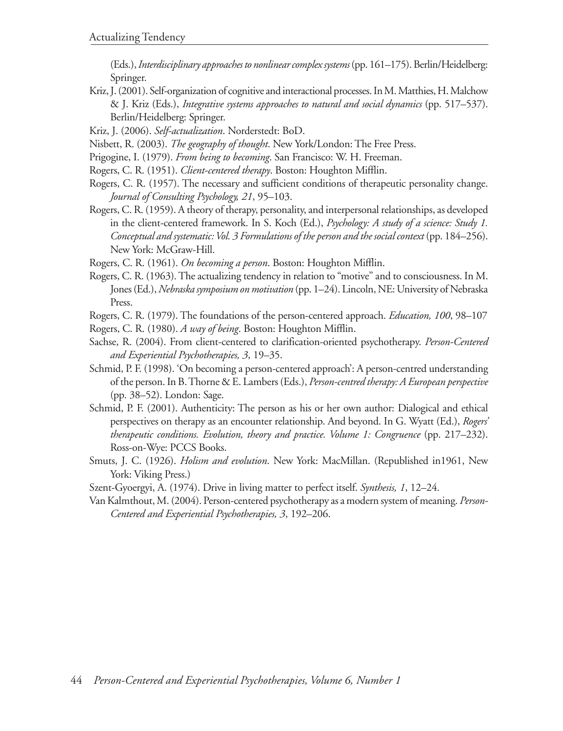(Eds.), *Interdisciplinary approaches to nonlinear complex systems* (pp. 161–175). Berlin/Heidelberg: Springer.

Kriz, J. (2001). Self-organization of cognitive and interactional processes. In M. Matthies, H. Malchow & J. Kriz (Eds.), *Integrative systems approaches to natural and social dynamics* (pp. 517–537). Berlin/Heidelberg: Springer.

Kriz, J. (2006). *Self-actualization*. Norderstedt: BoD.

Nisbett, R. (2003). *The geography of thought*. New York/London: The Free Press.

Prigogine, I. (1979). *From being to becoming*. San Francisco: W. H. Freeman.

Rogers, C. R. (1951). *Client-centered therapy*. Boston: Houghton Mifflin.

Rogers, C. R. (1957). The necessary and sufficient conditions of therapeutic personality change. *Journal of Consulting Psychology, 21*, 95–103.

Rogers, C. R. (1959). A theory of therapy, personality, and interpersonal relationships, as developed in the client-centered framework. In S. Koch (Ed.), *Psychology: A study of a science: Study 1. Conceptual and systematic: Vol. 3 Formulations of the person and the social context* (pp. 184–256). New York: McGraw-Hill.

Rogers, C. R. (1961). *On becoming a person*. Boston: Houghton Mifflin.

Rogers, C. R. (1963). The actualizing tendency in relation to "motive" and to consciousness. In M. Jones (Ed.), *Nebraska symposium on motivation* (pp. 1–24). Lincoln, NE: University of Nebraska Press.

Rogers, C. R. (1979). The foundations of the person-centered approach. *Education, 100*, 98–107

Rogers, C. R. (1980). *A way of being*. Boston: Houghton Mifflin.

Sachse, R. (2004). From client-centered to clarification-oriented psychotherapy. *Person-Centered and Experiential Psychotherapies, 3*, 19–35.

Schmid, P. F. (1998). 'On becoming a person-centered approach': A person-centred understanding of the person. In B. Thorne & E. Lambers (Eds.), *Person-centred therapy: A European perspective* (pp. 38–52). London: Sage.

Schmid, P. F. (2001). Authenticity: The person as his or her own author: Dialogical and ethical perspectives on therapy as an encounter relationship. And beyond. In G. Wyatt (Ed.), *Rogers' therapeutic conditions. Evolution, theory and practice. Volume 1: Congruence* (pp. 217–232). Ross-on-Wye: PCCS Books.

Smuts, J. C. (1926). *Holism and evolution*. New York: MacMillan. (Republished in1961, New York: Viking Press.)

Szent-Gyoergyi, A. (1974). Drive in living matter to perfect itself. *Synthesis, 1*, 12–24.

Van Kalmthout, M. (2004). Person-centered psychotherapy as a modern system of meaning. *Person-Centered and Experiential Psychotherapies, 3*, 192–206.